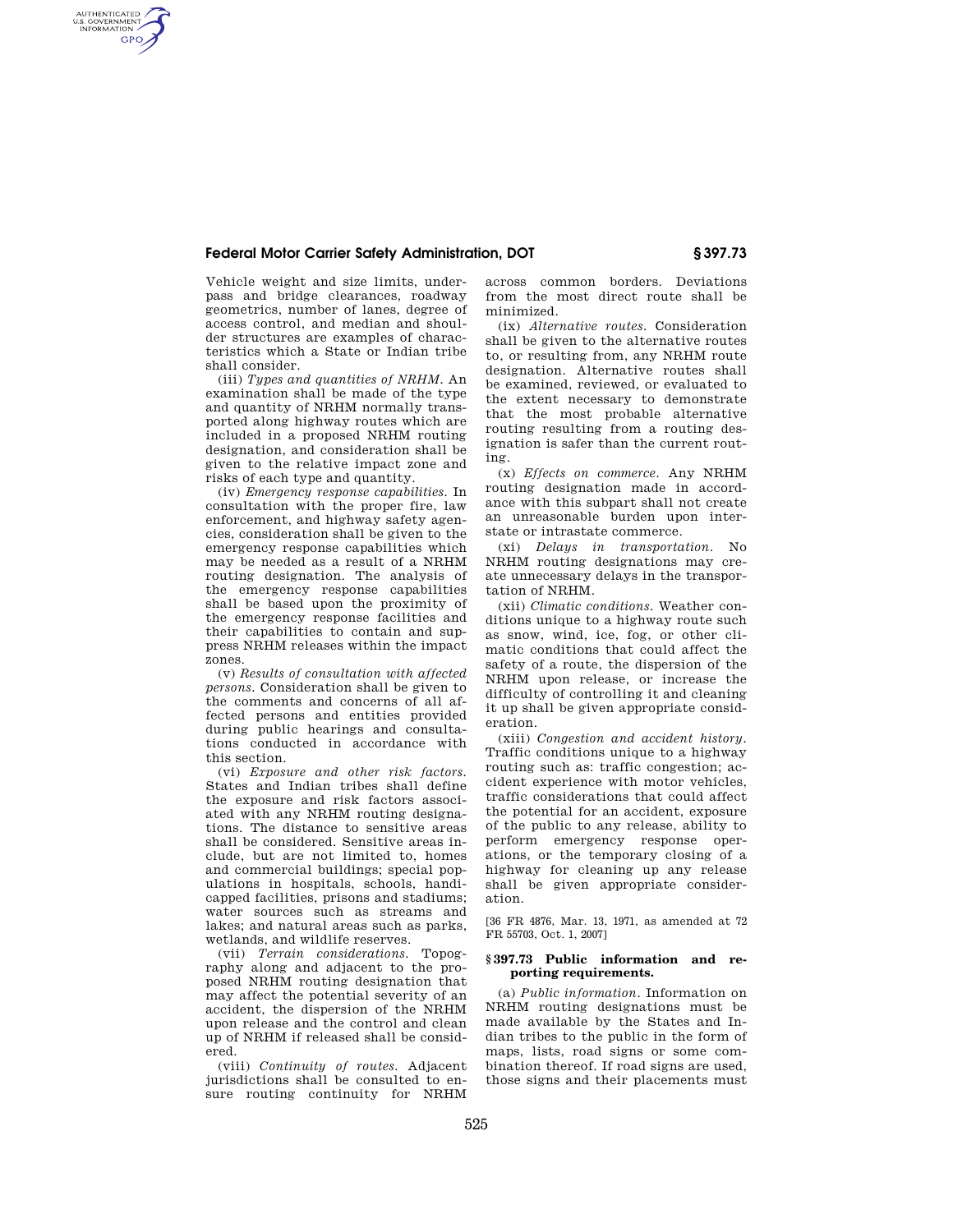Vehicle weight and size limits, underpass and bridge clearances, roadway geometrics, number of lanes, degree of access control, and median and shoulder structures are examples of characteristics which a State or Indian tribe shall consider.

(iii) *Types and quantities of NRHM.* An examination shall be made of the type and quantity of NRHM normally transported along highway routes which are included in a proposed NRHM routing designation, and consideration shall be given to the relative impact zone and risks of each type and quantity.

(iv) *Emergency response capabilities.* In consultation with the proper fire, law enforcement, and highway safety agencies, consideration shall be given to the emergency response capabilities which may be needed as a result of a NRHM routing designation. The analysis of the emergency response capabilities shall be based upon the proximity of the emergency response facilities and their capabilities to contain and suppress NRHM releases within the impact zones.

(v) *Results of consultation with affected persons.* Consideration shall be given to the comments and concerns of all affected persons and entities provided during public hearings and consultations conducted in accordance with this section.

(vi) *Exposure and other risk factors.* States and Indian tribes shall define the exposure and risk factors associated with any NRHM routing designations. The distance to sensitive areas shall be considered. Sensitive areas include, but are not limited to, homes and commercial buildings; special populations in hospitals, schools, handicapped facilities, prisons and stadiums; water sources such as streams and lakes; and natural areas such as parks, wetlands, and wildlife reserves.

(vii) *Terrain considerations.* Topography along and adjacent to the proposed NRHM routing designation that may affect the potential severity of an accident, the dispersion of the NRHM upon release and the control and clean up of NRHM if released shall be considered.

(viii) *Continuity of routes.* Adjacent jurisdictions shall be consulted to ensure routing continuity for NRHM across common borders. Deviations from the most direct route shall be minimized.

(ix) *Alternative routes.* Consideration shall be given to the alternative routes to, or resulting from, any NRHM route designation. Alternative routes shall be examined, reviewed, or evaluated to the extent necessary to demonstrate that the most probable alternative routing resulting from a routing designation is safer than the current routing.

(x) *Effects on commerce.* Any NRHM routing designation made in accordance with this subpart shall not create an unreasonable burden upon interstate or intrastate commerce.

(xi) *Delays in transportation.* No NRHM routing designations may create unnecessary delays in the transportation of NRHM.

(xii) *Climatic conditions.* Weather conditions unique to a highway route such as snow, wind, ice, fog, or other climatic conditions that could affect the safety of a route, the dispersion of the NRHM upon release, or increase the difficulty of controlling it and cleaning it up shall be given appropriate consideration.

(xiii) *Congestion and accident history.* Traffic conditions unique to a highway routing such as: traffic congestion; accident experience with motor vehicles, traffic considerations that could affect the potential for an accident, exposure of the public to any release, ability to perform emergency response operations, or the temporary closing of a highway for cleaning up any release shall be given appropriate consideration.

[36 FR 4876, Mar. 13, 1971, as amended at 72 FR 55703, Oct. 1, 2007]

## § 397.73 Public information and reporting requirements.

(a) *Public information.* Information on NRHM routing designations must be made available by the States and Indian tribes to the public in the form of maps, lists, road signs or some combination thereof. If road signs are used, those signs and their placements must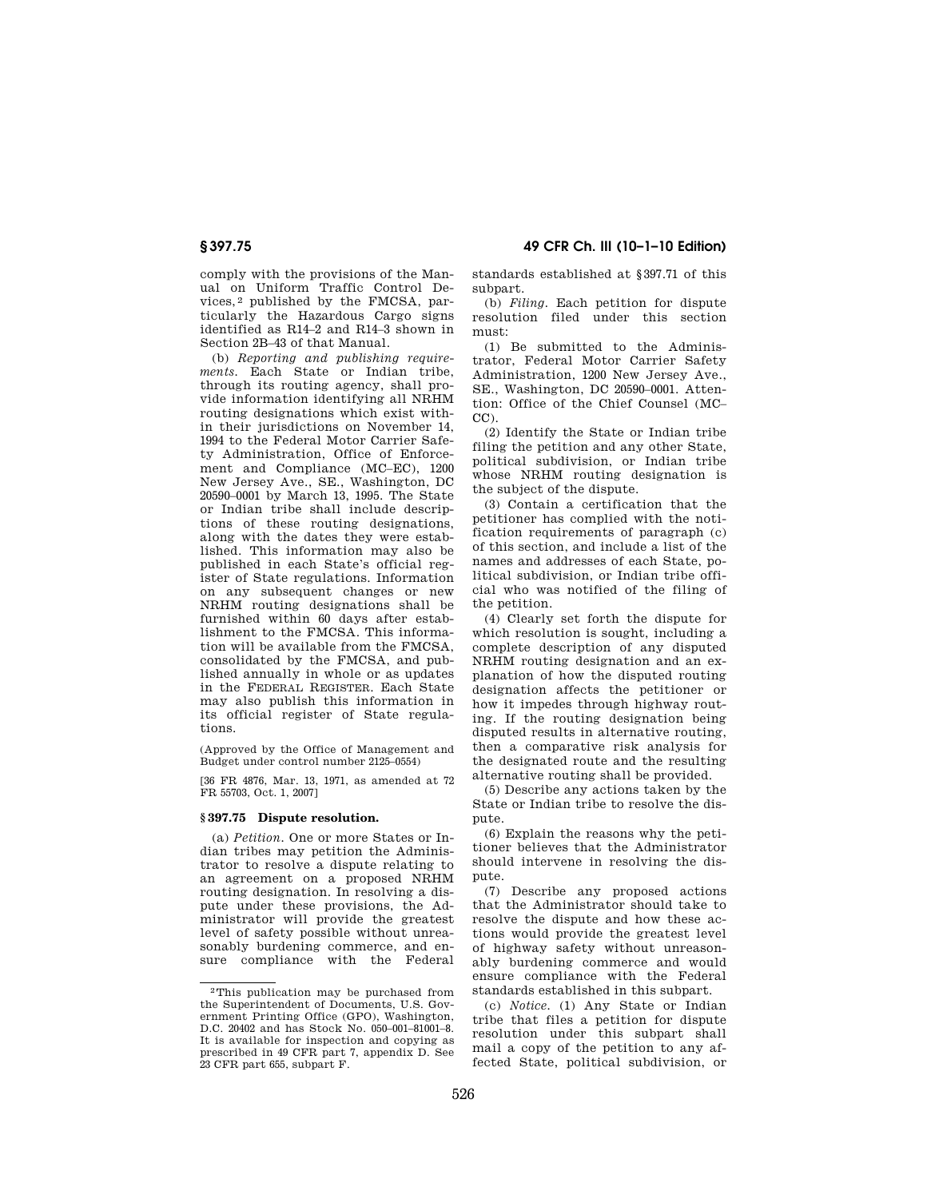comply with the provisions of the Manual on Uniform Traffic Control Devices,[2] published by the FMCSA, particularly the Hazardous Cargo signs identified as R14–2 and R14–3 shown in Section 2B–43 of that Manual.

(b) *Reporting and publishing requirements.* Each State or Indian tribe, through its routing agency, shall provide information identifying all NRHM routing designations which exist within their jurisdictions on November 14, 1994 to the Federal Motor Carrier Safety Administration, Office of Enforcement and Compliance (MC–EC), 1200 New Jersey Ave., SE., Washington, DC 20590–0001 by March 13, 1995. The State or Indian tribe shall include descriptions of these routing designations, along with the dates they were established. This information may also be published in each State's official register of State regulations. Information on any subsequent changes or new NRHM routing designations shall be furnished within 60 days after establishment to the FMCSA. This information will be available from the FMCSA, consolidated by the FMCSA, and published annually in whole or as updates in the FEDERAL REGISTER. Each State may also publish this information in its official register of State regulations.

(Approved by the Office of Management and Budget under control number 2125–0554)

[36 FR 4876, Mar. 13, 1971, as amended at 72 FR 55703, Oct. 1, 2007]

### § 397.75 Dispute resolution.

(a) *Petition.* One or more States or Indian tribes may petition the Administrator to resolve a dispute relating to an agreement on a proposed NRHM routing designation. In resolving a dispute under these provisions, the Administrator will provide the greatest level of safety possible without unreasonably burdening commerce, and ensure compliance with the Federal standards established at §397.71 of this subpart.

(b) *Filing.* Each petition for dispute resolution filed under this section must:

(1) Be submitted to the Administrator, Federal Motor Carrier Safety Administration, 1200 New Jersey Ave., SE., Washington, DC 20590–0001. Attention: Office of the Chief Counsel (MC–CC).

(2) Identify the State or Indian tribe filing the petition and any other State, political subdivision, or Indian tribe whose NRHM routing designation is the subject of the dispute.

(3) Contain a certification that the petitioner has complied with the notification requirements of paragraph (c) of this section, and include a list of the names and addresses of each State, political subdivision, or Indian tribe official who was notified of the filing of the petition.

(4) Clearly set forth the dispute for which resolution is sought, including a complete description of any disputed NRHM routing designation and an explanation of how the disputed routing designation affects the petitioner or how it impedes through highway routing. If the routing designation being disputed results in alternative routing, then a comparative risk analysis for the designated route and the resulting alternative routing shall be provided.

(5) Describe any actions taken by the State or Indian tribe to resolve the dispute.

(6) Explain the reasons why the petitioner believes that the Administrator should intervene in resolving the dispute.

(7) Describe any proposed actions that the Administrator should take to resolve the dispute and how these actions would provide the greatest level of highway safety without unreasonably burdening commerce and would ensure compliance with the Federal standards established in this subpart.

(c) *Notice.* (1) Any State or Indian tribe that files a petition for dispute resolution under this subpart shall mail a copy of the petition to any affected State, political subdivision, or

---

[2] This publication may be purchased from the Superintendent of Documents, U.S. Government Printing Office (GPO), Washington, D.C. 20402 and has Stock No. 050–001–81001–8. It is available for inspection and copying as prescribed in 49 CFR part 7, appendix D. See 23 CFR part 655, subpart F.